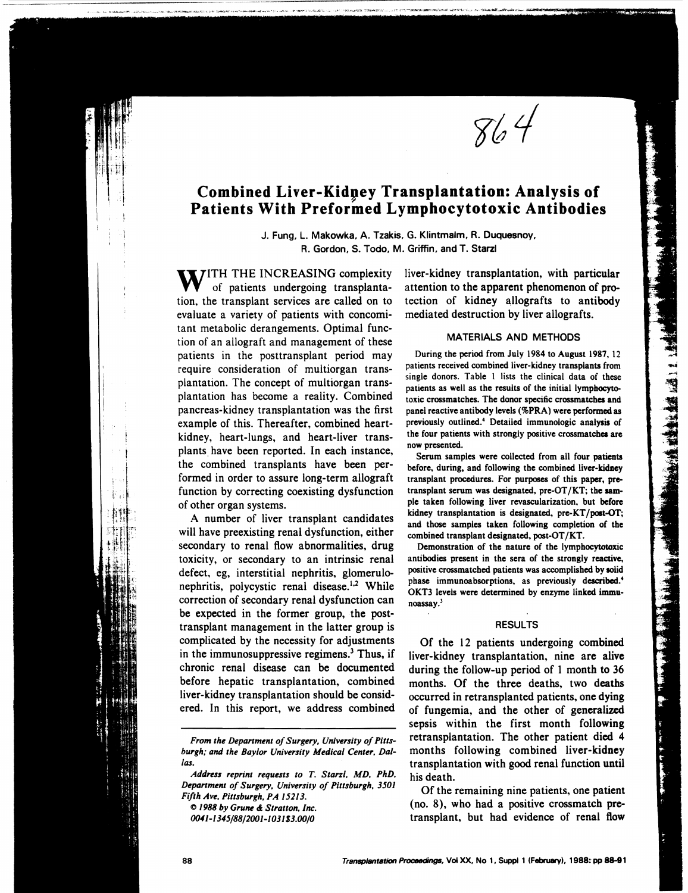# Combined Liver-Kidney Transplantation: Analysis of Patients With Preformed Lymphocytotoxic Antibodies

J. Fung, L. Makowka, A. Tzakis, G. Klintmalm, R. Duquesnoy, R. Gordon, S. Todo, M. Griffin, and T. Starzl

WITH THE INCREASING complexity of patients undergoing transplantation, the transplant services are called on to evaluate a variety of patients with concomitant metabolic derangements. Optimal function of an allograft and management of these patients in the posttransplant period may require consideration of multiorgan transplantation. The concept of multiorgan transplantation has become a reality. Combined pancreas-kidney transplantation was the first example of this. Thereafter, combined heart-kidney, heart-lungs, and heart-liver transplants have been reported. In each instance, the combined transplants have been performed in order to assure long-term allograft function by correcting coexisting dysfunction of other organ systems.

A number of liver transplant candidates will have preexisting renal dysfunction, either secondary to renal flow abnormalities, drug toxicity, or secondary to an intrinsic renal defect, eg, interstitial nephritis, glomerulonephritis, polycystic renal disease.[1,2] While correction of secondary renal dysfunction can be expected in the former group, the posttransplant management in the latter group is complicated by the necessity for adjustments in the immunosuppressive regimens.[3] Thus, if chronic renal disease can be documented before hepatic transplantation, combined liver-kidney transplantation should be considered. In this report, we address combined liver-kidney transplantation, with particular attention to the apparent phenomenon of protection of kidney allografts to antibody mediated destruction by liver allografts.

*From the Department of Surgery, University of Pittsburgh; and the Baylor University Medical Center, Dallas.*

*Address reprint requests to T. Starzl, MD, PhD, Department of Surgery, University of Pittsburgh, 3501 Fifth Ave, Pittsburgh, PA 15213.*

*© 1988 by Grune & Stratton, Inc.*

*0041-1345/88/2001-1031$3.00/0*

## MATERIALS AND METHODS

During the period from July 1984 to August 1987, 12 patients received combined liver-kidney transplants from single donors. Table 1 lists the clinical data of these patients as well as the results of the initial lymphocytotoxic crossmatches. The donor specific crossmatches and panel reactive antibody levels (%PRA) were performed as previously outlined.[4] Detailed immunologic analysis of the four patients with strongly positive crossmatches are now presented.

Serum samples were collected from all four patients before, during, and following the combined liver-kidney transplant procedures. For purposes of this paper, pretransplant serum was designated, pre-OT/KT; the sample taken following liver revascularization, but before kidney transplantation is designated, pre-KT/post-OT; and those samples taken following completion of the combined transplant designated, post-OT/KT.

Demonstration of the nature of the lymphocytotoxic antibodies present in the sera of the strongly reactive, positive crossmatched patients was accomplished by solid phase immunoabsorptions, as previously described.[4] OKT3 levels were determined by enzyme linked immunoassay.[5]

## RESULTS

Of the 12 patients undergoing combined liver-kidney transplantation, nine are alive during the follow-up period of 1 month to 36 months. Of the three deaths, two deaths occurred in retransplanted patients, one dying of fungemia, and the other of generalized sepsis within the first month following retransplantation. The other patient died 4 months following combined liver-kidney transplantation with good renal function until his death.

Of the remaining nine patients, one patient (no. 8), who had a positive crossmatch pretransplant, but had evidence of renal flow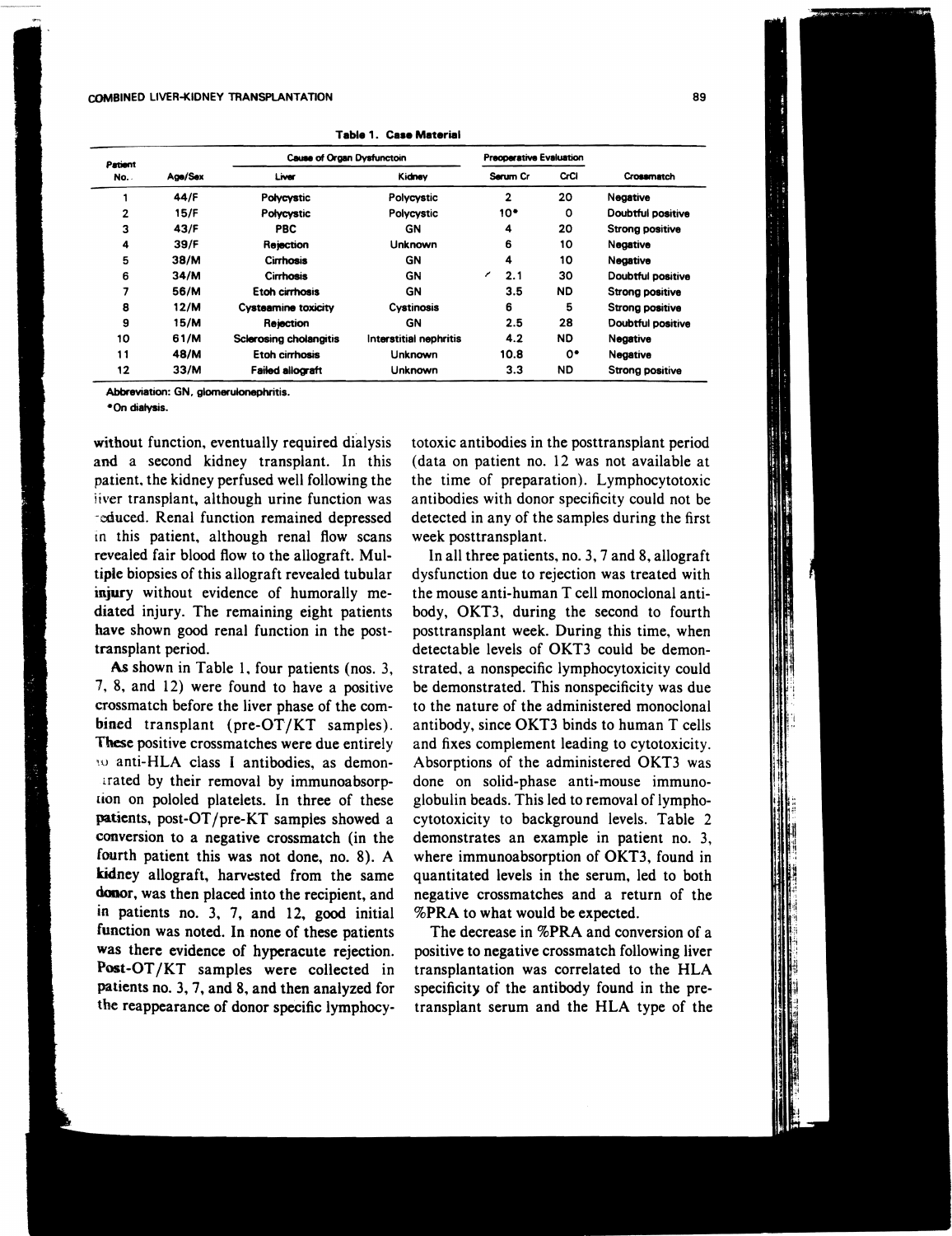**Table 1. Case Material**

| Patient No. | Age/Sex | Cause of Organ Dysfunctoin | | Preoperative Evaluation | | Crossmatch |
|---|---|---|---|---|---|---|
| | | Liver | Kidney | Serum Cr | CrCl | |
| 1 | 44/F | Polycystic | Polycystic | 2 | 20 | Negative |
| 2 | 15/F | Polycystic | Polycystic | 10* | 0 | Doubtful positive |
| 3 | 43/F | PBC | GN | 4 | 20 | Strong positive |
| 4 | 39/F | Rejection | Unknown | 6 | 10 | Negative |
| 5 | 38/M | Cirrhosis | GN | 4 | 10 | Negative |
| 6 | 34/M | Cirrhosis | GN | 2.1 | 30 | Doubtful positive |
| 7 | 56/M | Etoh cirrhosis | GN | 3.5 | ND | Strong positive |
| 8 | 12/M | Cysteamine toxicity | Cystinosis | 6 | 5 | Strong positive |
| 9 | 15/M | Rejection | GN | 2.5 | 28 | Doubtful positive |
| 10 | 61/M | Sclerosing cholangitis | Interstitial nephritis | 4.2 | ND | Negative |
| 11 | 48/M | Etoh cirrhosis | Unknown | 10.8 | 0* | Negative |
| 12 | 33/M | Failed allograft | Unknown | 3.3 | ND | Strong positive |

Abbreviation: GN, glomerulonephritis.

*On dialysis.

without function, eventually required dialysis and a second kidney transplant. In this patient, the kidney perfused well following the liver transplant, although urine function was reduced. Renal function remained depressed in this patient, although renal flow scans revealed fair blood flow to the allograft. Multiple biopsies of this allograft revealed tubular injury without evidence of humorally mediated injury. The remaining eight patients have shown good renal function in the posttransplant period.

As shown in Table 1, four patients (nos. 3, 7, 8, and 12) were found to have a positive crossmatch before the liver phase of the combined transplant (pre-OT/KT samples). These positive crossmatches were due entirely to anti-HLA class I antibodies, as demonstrated by their removal by immunoabsorption on pololed platelets. In three of these patients, post-OT/pre-KT samples showed a conversion to a negative crossmatch (in the fourth patient this was not done, no. 8). A kidney allograft, harvested from the same donor, was then placed into the recipient, and in patients no. 3, 7, and 12, good initial function was noted. In none of these patients was there evidence of hyperacute rejection. Post-OT/KT samples were collected in patients no. 3, 7, and 8, and then analyzed for the reappearance of donor specific lymphocytotoxic antibodies in the posttransplant period (data on patient no. 12 was not available at the time of preparation). Lymphocytotoxic antibodies with donor specificity could not be detected in any of the samples during the first week posttransplant.

In all three patients, no. 3, 7 and 8, allograft dysfunction due to rejection was treated with the mouse anti-human T cell monoclonal antibody, OKT3, during the second to fourth posttransplant week. During this time, when detectable levels of OKT3 could be demonstrated, a nonspecific lymphocytoxicity could be demonstrated. This nonspecificity was due to the nature of the administered monoclonal antibody, since OKT3 binds to human T cells and fixes complement leading to cytotoxicity. Absorptions of the administered OKT3 was done on solid-phase anti-mouse immunoglobulin beads. This led to removal of lymphocytotoxicity to background levels. Table 2 demonstrates an example in patient no. 3, where immunoabsorption of OKT3, found in quantitated levels in the serum, led to both negative crossmatches and a return of the %PRA to what would be expected.

The decrease in %PRA and conversion of a positive to negative crossmatch following liver transplantation was correlated to the HLA specificity of the antibody found in the pretransplant serum and the HLA type of the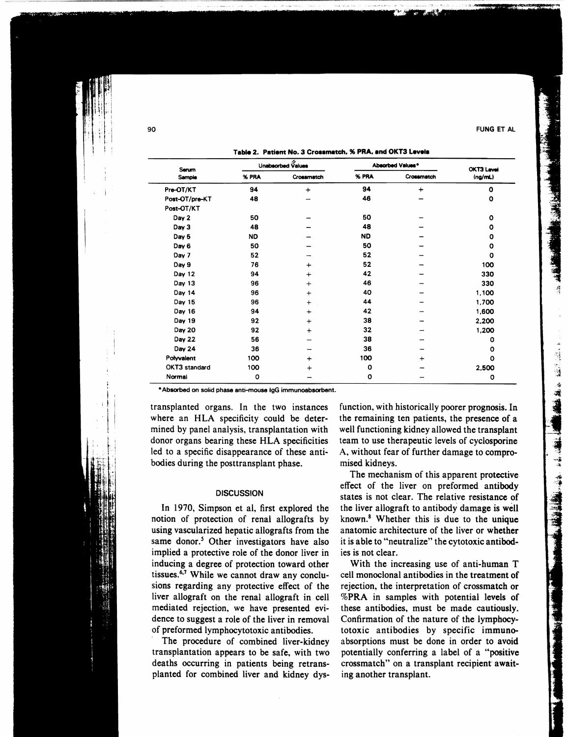**Table 2. Patient No. 3 Crossmatch, % PRA, and OKT3 Levels**

| Serum Sample | Unabsorbed Values | | Absorbed Values* | | OKT3 Level (ng/mL) |
|---|---|---|---|---|---|
| | % PRA | Crossmatch | % PRA | Crossmatch | |
| Pre-OT/KT | 94 | + | 94 | + | 0 |
| Post-OT/pre-KT | 48 | − | 46 | − | 0 |
| Post-OT/KT | | | | | |
| Day 2 | 50 | − | 50 | − | 0 |
| Day 3 | 48 | − | 48 | − | 0 |
| Day 5 | ND | − | ND | − | 0 |
| Day 6 | 50 | − | 50 | − | 0 |
| Day 7 | 52 | − | 52 | − | 0 |
| Day 9 | 76 | + | 52 | − | 100 |
| Day 12 | 94 | + | 42 | − | 330 |
| Day 13 | 96 | + | 46 | − | 330 |
| Day 14 | 96 | + | 40 | − | 1,100 |
| Day 15 | 96 | + | 44 | − | 1,700 |
| Day 16 | 94 | + | 42 | − | 1,600 |
| Day 19 | 92 | + | 38 | − | 2,200 |
| Day 20 | 92 | + | 32 | − | 1,200 |
| Day 22 | 56 | − | 38 | − | 0 |
| Day 24 | 36 | − | 36 | − | 0 |
| Polyvalent | 100 | + | 100 | + | 0 |
| OKT3 standard | 100 | + | 0 | − | 2,500 |
| Normal | 0 | − | 0 | − | 0 |

*Absorbed on solid phase anti-mouse IgG immunoabsorbent.

transplanted organs. In the two instances where an HLA specificity could be determined by panel analysis, transplantation with donor organs bearing these HLA specificities led to a specific disappearance of these antibodies during the posttransplant phase.

## DISCUSSION

In 1970, Simpson et al, first explored the notion of protection of renal allografts by using vascularized hepatic allografts from the same donor.[5] Other investigators have also implied a protective role of the donor liver in inducing a degree of protection toward other tissues.[6,7] While we cannot draw any conclusions regarding any protective effect of the liver allograft on the renal allograft in cell mediated rejection, we have presented evidence to suggest a role of the liver in removal of preformed lymphocytotoxic antibodies.

The procedure of combined liver-kidney transplantation appears to be safe, with two deaths occurring in patients being retransplanted for combined liver and kidney dysfunction, with historically poorer prognosis. In the remaining ten patients, the presence of a well functioning kidney allowed the transplant team to use therapeutic levels of cyclosporine A, without fear of further damage to compromised kidneys.

The mechanism of this apparent protective effect of the liver on preformed antibody states is not clear. The relative resistance of the liver allograft to antibody damage is well known.[8] Whether this is due to the unique anatomic architecture of the liver or whether it is able to "neutralize" the cytotoxic antibodies is not clear.

With the increasing use of anti-human T cell monoclonal antibodies in the treatment of rejection, the interpretation of crossmatch or %PRA in samples with potential levels of these antibodies, must be made cautiously. Confirmation of the nature of the lymphocytotoxic antibodies by specific immunoabsorptions must be done in order to avoid potentially conferring a label of a "positive crossmatch" on a transplant recipient awaiting another transplant.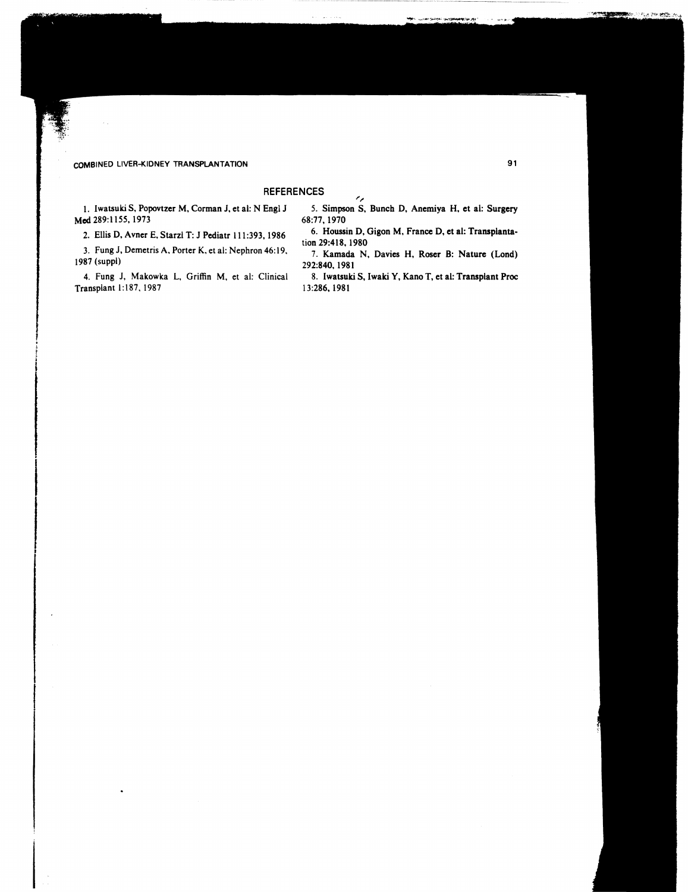## REFERENCES

1. Iwatsuki S, Popovtzer M, Corman J, et al: N Engl J Med 289:1155, 1973
2. Ellis D, Avner E, Starzl T: J Pediatr 111:393, 1986
3. Fung J, Demetris A, Porter K, et al: Nephron 46:19, 1987 (suppl)
4. Fung J, Makowka L, Griffin M, et al: Clinical Transplant 1:187, 1987
5. Simpson S, Bunch D, Anemiya H, et al: Surgery 68:77, 1970
6. Houssin D, Gigon M, France D, et al: Transplantation 29:418, 1980
7. Kamada N, Davies H, Roser B: Nature (Lond) 292:840, 1981
8. Iwatsuki S, Iwaki Y, Kano T, et al: Transplant Proc 13:286, 1981